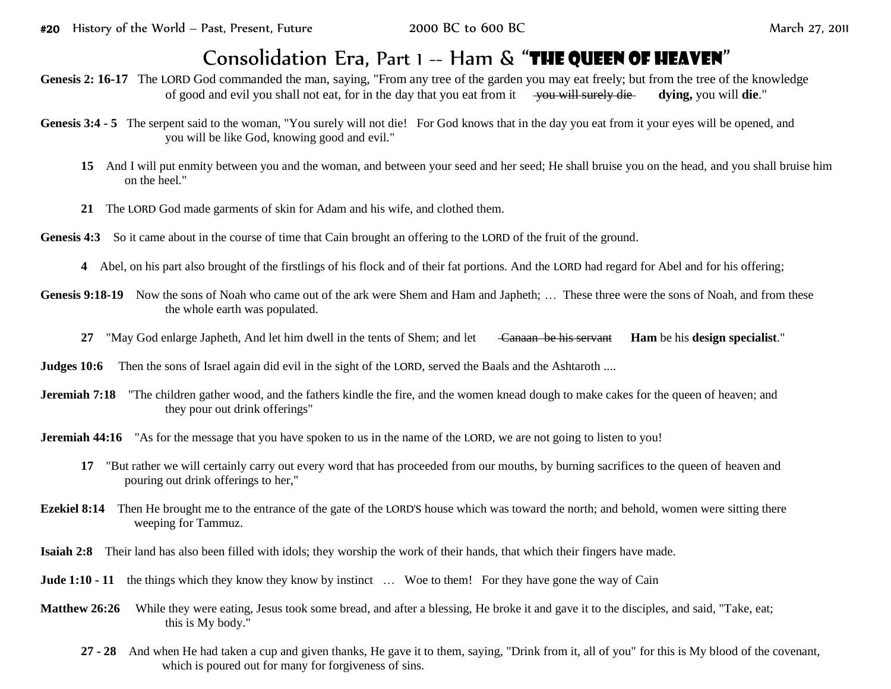# Consolidation Era, Part 1 -- Ham & "THE QUEEN OF HEAVEN"

**Genesis 2: 16-17** The LORD God commanded the man, saying, "From any tree of the garden you may eat freely; but from the tree of the knowledge of good and evil you shall not eat, for in the day that you eat from it ~~you will surely die~~ **dying,** you will **die**."

**Genesis 3:4 - 5** The serpent said to the woman, "You surely will not die! For God knows that in the day you eat from it your eyes will be opened, and you will be like God, knowing good and evil."

**15** And I will put enmity between you and the woman, and between your seed and her seed; He shall bruise you on the head, and you shall bruise him on the heel."

**21** The LORD God made garments of skin for Adam and his wife, and clothed them.

**Genesis 4:3** So it came about in the course of time that Cain brought an offering to the LORD of the fruit of the ground.

**4** Abel, on his part also brought of the firstlings of his flock and of their fat portions. And the LORD had regard for Abel and for his offering;

**Genesis 9:18-19** Now the sons of Noah who came out of the ark were Shem and Ham and Japheth; … These three were the sons of Noah, and from these the whole earth was populated.

**27** "May God enlarge Japheth, And let him dwell in the tents of Shem; and let ~~Canaan be his servant~~ **Ham** be his **design specialist**."

**Judges 10:6** Then the sons of Israel again did evil in the sight of the LORD, served the Baals and the Ashtaroth ....

**Jeremiah 7:18** "The children gather wood, and the fathers kindle the fire, and the women knead dough to make cakes for the queen of heaven; and they pour out drink offerings"

**Jeremiah 44:16** "As for the message that you have spoken to us in the name of the LORD, we are not going to listen to you!

**17** "But rather we will certainly carry out every word that has proceeded from our mouths, by burning sacrifices to the queen of heaven and pouring out drink offerings to her,"

**Ezekiel 8:14** Then He brought me to the entrance of the gate of the LORD'S house which was toward the north; and behold, women were sitting there weeping for Tammuz.

**Isaiah 2:8** Their land has also been filled with idols; they worship the work of their hands, that which their fingers have made.

**Jude 1:10 - 11** the things which they know they know by instinct … Woe to them! For they have gone the way of Cain

**Matthew 26:26** While they were eating, Jesus took some bread, and after a blessing, He broke it and gave it to the disciples, and said, "Take, eat; this is My body."

**27 - 28** And when He had taken a cup and given thanks, He gave it to them, saying, "Drink from it, all of you" for this is My blood of the covenant, which is poured out for many for forgiveness of sins.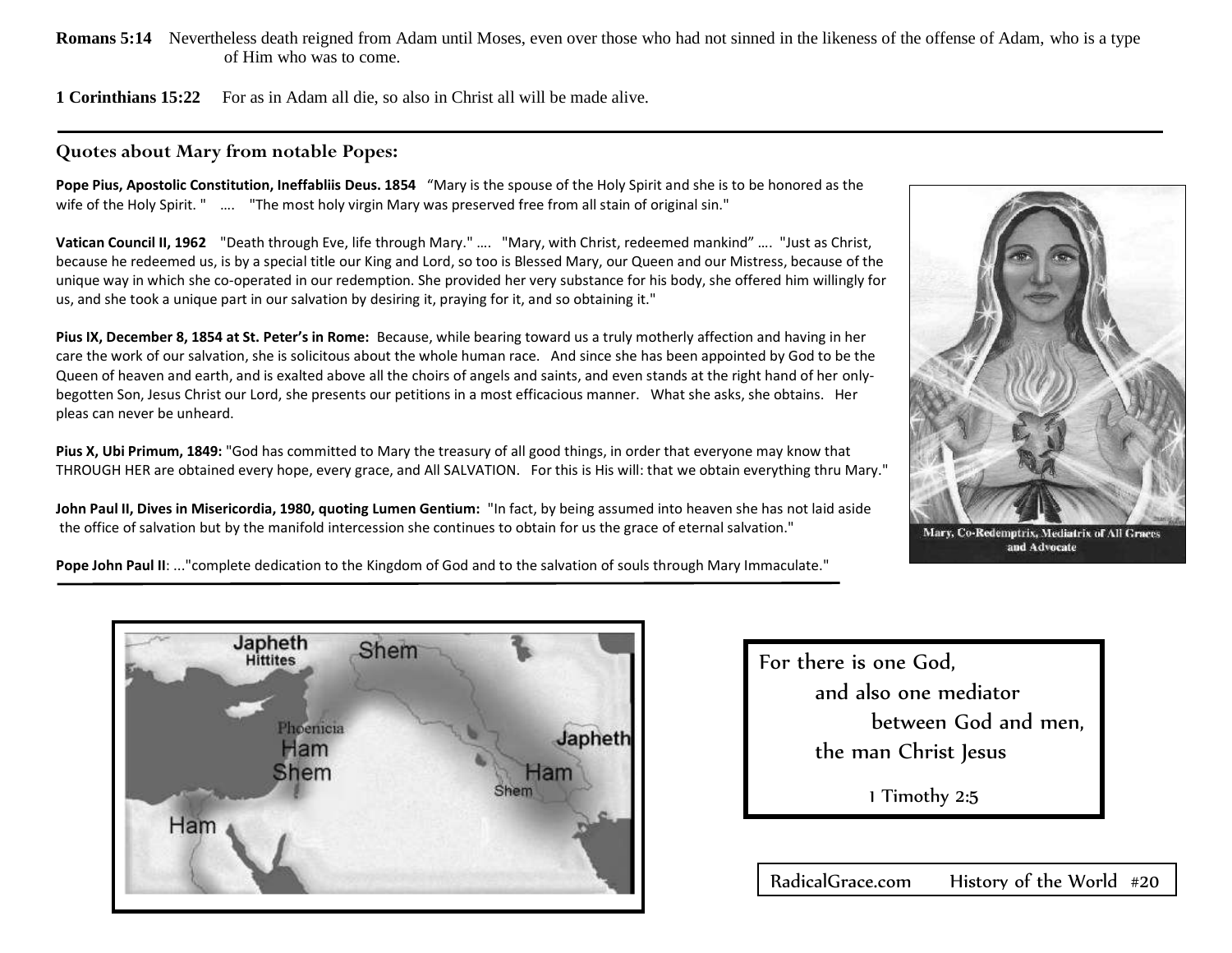**Romans 5:14** Nevertheless death reigned from Adam until Moses, even over those who had not sinned in the likeness of the offense of Adam, who is a type of Him who was to come.

**1 Corinthians 15:22** For as in Adam all die, so also in Christ all will be made alive.

---

### Quotes about Mary from notable Popes:

**Pope Pius, Apostolic Constitution, Ineffabliis Deus. 1854** "Mary is the spouse of the Holy Spirit and she is to be honored as the wife of the Holy Spirit. " …. "The most holy virgin Mary was preserved free from all stain of original sin."

**Vatican Council II, 1962** "Death through Eve, life through Mary." …. "Mary, with Christ, redeemed mankind" …. "Just as Christ, because he redeemed us, is by a special title our King and Lord, so too is Blessed Mary, our Queen and our Mistress, because of the unique way in which she co-operated in our redemption. She provided her very substance for his body, she offered him willingly for us, and she took a unique part in our salvation by desiring it, praying for it, and so obtaining it."

**Pius IX, December 8, 1854 at St. Peter's in Rome:** Because, while bearing toward us a truly motherly affection and having in her care the work of our salvation, she is solicitous about the whole human race. And since she has been appointed by God to be the Queen of heaven and earth, and is exalted above all the choirs of angels and saints, and even stands at the right hand of her only-begotten Son, Jesus Christ our Lord, she presents our petitions in a most efficacious manner. What she asks, she obtains. Her pleas can never be unheard.

**Pius X, Ubi Primum, 1849:** "God has committed to Mary the treasury of all good things, in order that everyone may know that THROUGH HER are obtained every hope, every grace, and All SALVATION. For this is His will: that we obtain everything thru Mary."

**John Paul II, Dives in Misericordia, 1980, quoting Lumen Gentium:** "In fact, by being assumed into heaven she has not laid aside the office of salvation but by the manifold intercession she continues to obtain for us the grace of eternal salvation."

**Pope John Paul II**: ..."complete dedication to the Kingdom of God and to the salvation of souls through Mary Immaculate."

Mary, Co-Redemptrix, Mediatrix of All Graces and Advocate

---

Japheth
Hittites
Shem
Phoenicia
Ham
Shem
Japheth
Ham
Shem
Ham

For there is one God,
and also one mediator
between God and men,
the man Christ Jesus

1 Timothy 2:5

RadicalGrace.com History of the World #20